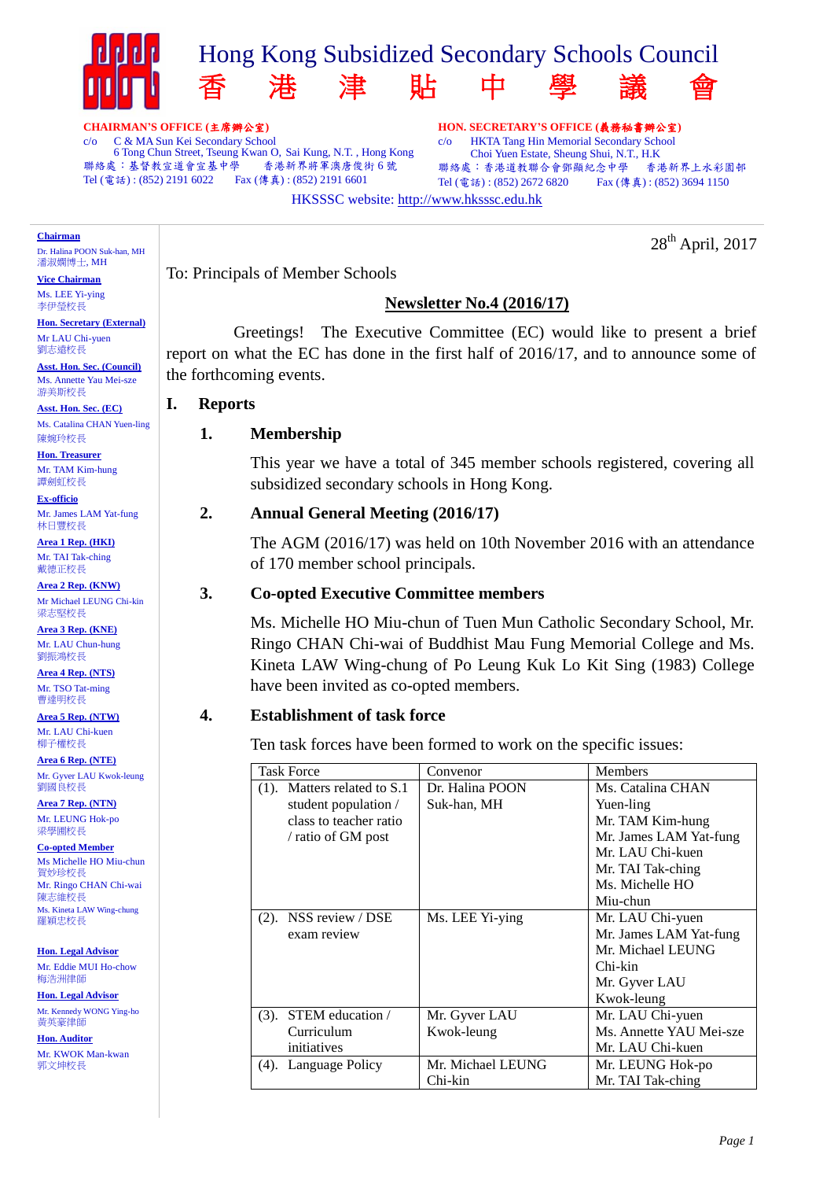# Hong Kong Subsidized Secondary Schools Council
# 香　港　津　貼　中　學　議　會

**CHAIRMAN'S OFFICE (主席辦公室)**
c/o　C & MA Sun Kei Secondary School
6 Tong Chun Street, Tseung Kwan O, Sai Kung, N.T. , Hong Kong
聯絡處：基督教宣道會宣基中學　香港新界將軍澳唐俊街 6 號
Tel (電話) : (852) 2191 6022　Fax (傳真) : (852) 2191 6601

**HON. SECRETARY'S OFFICE (義務秘書辦公室)**
c/o　HKTA Tang Hin Memorial Secondary School
Choi Yuen Estate, Sheung Shui, N.T., H.K
聯絡處：香港道教聯合會鄧顯紀念中學　香港新界上水彩園邨
Tel (電話) : (852) 2672 6820　Fax (傳真) : (852) 3694 1150

HKSSSC website: http://www.hksssc.edu.hk

**Chairman**
Dr. Halina POON Suk-han, MH
潘淑嫻博士, MH

**Vice Chairman**
Ms. LEE Yi-ying
李伊瑩校長

**Hon. Secretary (External)**
Mr LAU Chi-yuen
劉志遠校長

**Asst. Hon. Sec. (Council)**
Ms. Annette Yau Mei-sze
游美斯校長

**Asst. Hon. Sec. (EC)**
Ms. Catalina CHAN Yuen-ling
陳婉玲校長

**Hon. Treasurer**
Mr. TAM Kim-hung
譚劍虹校長

**Ex-officio**
Mr. James LAM Yat-fung
林日豐校長

**Area 1 Rep. (HKI)**
Mr. TAI Tak-ching
戴德正校長

**Area 2 Rep. (KNW)**
Mr Michael LEUNG Chi-kin
梁志堅校長

**Area 3 Rep. (KNE)**
Mr. LAU Chun-hung
劉振鴻校長

**Area 4 Rep. (NTS)**
Mr. TSO Tat-ming
曹達明校長

**Area 5 Rep. (NTW)**
Mr. LAU Chi-kuen
柳子權校長

**Area 6 Rep. (NTE)**
Mr. Gyver LAU Kwok-leung
劉國良校長

**Area 7 Rep. (NTN)**
Mr. LEUNG Hok-po
梁學圃校長

**Co-opted Member**
Ms Michelle HO Miu-chun
賀妙珍校長
Mr. Ringo CHAN Chi-wai
陳志維校長
Ms. Kineta LAW Wing-chung
羅穎忠校長

**Hon. Legal Advisor**
Mr. Eddie MUI Ho-chow
梅浩洲律師

**Hon. Legal Advisor**
Mr. Kennedy WONG Ying-ho
黃英豪律師

**Hon. Auditor**
Mr. KWOK Man-kwan
郭文坤校長

28th April, 2017

To: Principals of Member Schools

**Newsletter No.4 (2016/17)**

Greetings! The Executive Committee (EC) would like to present a brief report on what the EC has done in the first half of 2016/17, and to announce some of the forthcoming events.

## I. Reports

### 1. Membership

This year we have a total of 345 member schools registered, covering all subsidized secondary schools in Hong Kong.

### 2. Annual General Meeting (2016/17)

The AGM (2016/17) was held on 10th November 2016 with an attendance of 170 member school principals.

### 3. Co-opted Executive Committee members

Ms. Michelle HO Miu-chun of Tuen Mun Catholic Secondary School, Mr. Ringo CHAN Chi-wai of Buddhist Mau Fung Memorial College and Ms. Kineta LAW Wing-chung of Po Leung Kuk Lo Kit Sing (1983) College have been invited as co-opted members.

### 4. Establishment of task force

Ten task forces have been formed to work on the specific issues:

| Task Force | Convenor | Members |
|---|---|---|
| (1). Matters related to S.1 student population / class to teacher ratio / ratio of GM post | Dr. Halina POON Suk-han, MH | Ms. Catalina CHAN Yuen-ling<br>Mr. TAM Kim-hung<br>Mr. James LAM Yat-fung<br>Mr. LAU Chi-kuen<br>Mr. TAI Tak-ching<br>Ms. Michelle HO Miu-chun |
| (2). NSS review / DSE exam review | Ms. LEE Yi-ying | Mr. LAU Chi-yuen<br>Mr. James LAM Yat-fung<br>Mr. Michael LEUNG Chi-kin<br>Mr. Gyver LAU Kwok-leung |
| (3). STEM education / Curriculum initiatives | Mr. Gyver LAU Kwok-leung | Mr. LAU Chi-yuen<br>Ms. Annette YAU Mei-sze<br>Mr. LAU Chi-kuen |
| (4). Language Policy | Mr. Michael LEUNG Chi-kin | Mr. LEUNG Hok-po<br>Mr. TAI Tak-ching |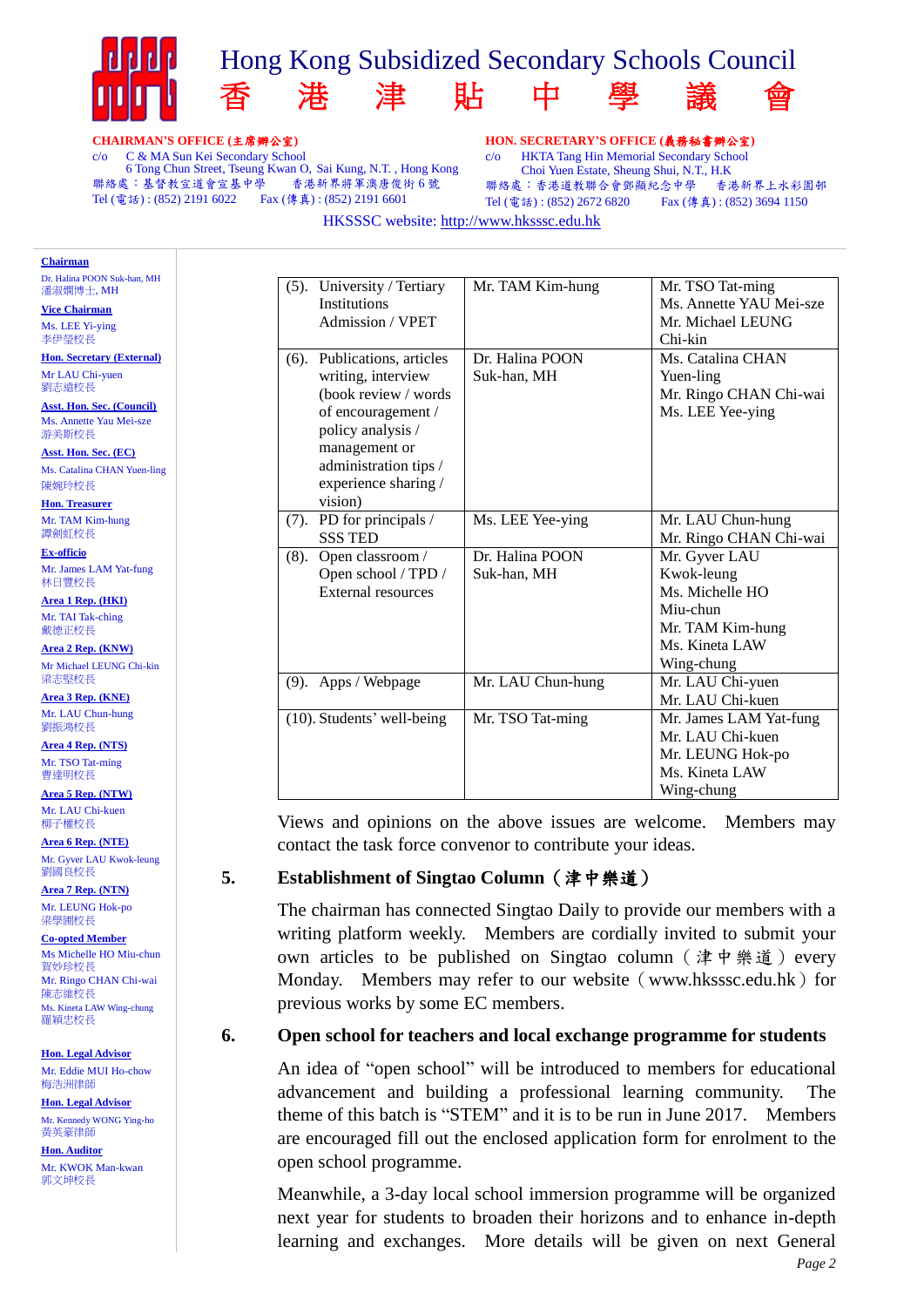# Hong Kong Subsidized Secondary Schools Council
# 香　港　津　貼　中　學　議　會

**CHAIRMAN'S OFFICE (主席辦公室)**
c/o　C & MA Sun Kei Secondary School
6 Tong Chun Street, Tseung Kwan O, Sai Kung, N.T. , Hong Kong
聯絡處：基督教宣道會宣基中學　　香港新界將軍澳唐俊街 6 號
Tel (電話) : (852) 2191 6022　　Fax (傳真) : (852) 2191 6601

**HON. SECRETARY'S OFFICE (義務秘書辦公室)**
c/o　HKTA Tang Hin Memorial Secondary School
Choi Yuen Estate, Sheung Shui, N.T., H.K
聯絡處：香港道教聯合會鄧顯紀念中學　　香港新界上水彩園邨
Tel (電話) : (852) 2672 6820　　Fax (傳真) : (852) 3694 1150

HKSSSC website: http://www.hksssc.edu.hk

**Chairman**
Dr. Halina POON Suk-han, MH
潘淑嫻博士, MH

**Vice Chairman**
Ms. LEE Yi-ying
李伊瑩校長

**Hon. Secretary (External)**
Mr LAU Chi-yuen
劉志遠校長

**Asst. Hon. Sec. (Council)**
Ms. Annette Yau Mei-sze
游美斯校長

**Asst. Hon. Sec. (EC)**
Ms. Catalina CHAN Yuen-ling
陳婉玲校長

**Hon. Treasurer**
Mr. TAM Kim-hung
譚劍虹校長

**Ex-officio**
Mr. James LAM Yat-fung
林日豐校長

**Area 1 Rep. (HKI)**
Mr. TAI Tak-ching
戴德正校長

**Area 2 Rep. (KNW)**
Mr Michael LEUNG Chi-kin
梁志堅校長

**Area 3 Rep. (KNE)**
Mr. LAU Chun-hung
劉振鴻校長

**Area 4 Rep. (NTS)**
Mr. TSO Tat-ming
曹達明校長

**Area 5 Rep. (NTW)**
Mr. LAU Chi-kuen
柳子權校長

**Area 6 Rep. (NTE)**
Mr. Gyver LAU Kwok-leung
劉國良校長

**Area 7 Rep. (NTN)**
Mr. LEUNG Hok-po
梁學圃校長

**Co-opted Member**
Ms Michelle HO Miu-chun
賀妙珍校長
Mr. Ringo CHAN Chi-wai
陳志維校長
Ms. Kineta LAW Wing-chung
羅穎忠校長

**Hon. Legal Advisor**
Mr. Eddie MUI Ho-chow
梅浩洲律師

**Hon. Legal Advisor**
Mr. Kennedy WONG Ying-ho
黃英豪律師

**Hon. Auditor**
Mr. KWOK Man-kwan
郭文坤校長

| | | |
|---|---|---|
| (5). University / Tertiary Institutions Admission / VPET | Mr. TAM Kim-hung | Mr. TSO Tat-ming<br>Ms. Annette YAU Mei-sze<br>Mr. Michael LEUNG Chi-kin |
| (6). Publications, articles writing, interview (book review / words of encouragement / policy analysis / management or administration tips / experience sharing / vision) | Dr. Halina POON Suk-han, MH | Ms. Catalina CHAN Yuen-ling<br>Mr. Ringo CHAN Chi-wai<br>Ms. LEE Yee-ying |
| (7). PD for principals / SSS TED | Ms. LEE Yee-ying | Mr. LAU Chun-hung<br>Mr. Ringo CHAN Chi-wai |
| (8). Open classroom / Open school / TPD / External resources | Dr. Halina POON Suk-han, MH | Mr. Gyver LAU Kwok-leung<br>Ms. Michelle HO Miu-chun<br>Mr. TAM Kim-hung<br>Ms. Kineta LAW Wing-chung |
| (9). Apps / Webpage | Mr. LAU Chun-hung | Mr. LAU Chi-yuen<br>Mr. LAU Chi-kuen |
| (10). Students' well-being | Mr. TSO Tat-ming | Mr. James LAM Yat-fung<br>Mr. LAU Chi-kuen<br>Mr. LEUNG Hok-po<br>Ms. Kineta LAW Wing-chung |

Views and opinions on the above issues are welcome. Members may contact the task force convenor to contribute your ideas.

## 5. Establishment of Singtao Column（津中樂道）

The chairman has connected Singtao Daily to provide our members with a writing platform weekly. Members are cordially invited to submit your own articles to be published on Singtao column（津中樂道）every Monday. Members may refer to our website（www.hksssc.edu.hk）for previous works by some EC members.

## 6. Open school for teachers and local exchange programme for students

An idea of "open school" will be introduced to members for educational advancement and building a professional learning community. The theme of this batch is "STEM" and it is to be run in June 2017. Members are encouraged fill out the enclosed application form for enrolment to the open school programme.

Meanwhile, a 3-day local school immersion programme will be organized next year for students to broaden their horizons and to enhance in-depth learning and exchanges. More details will be given on next General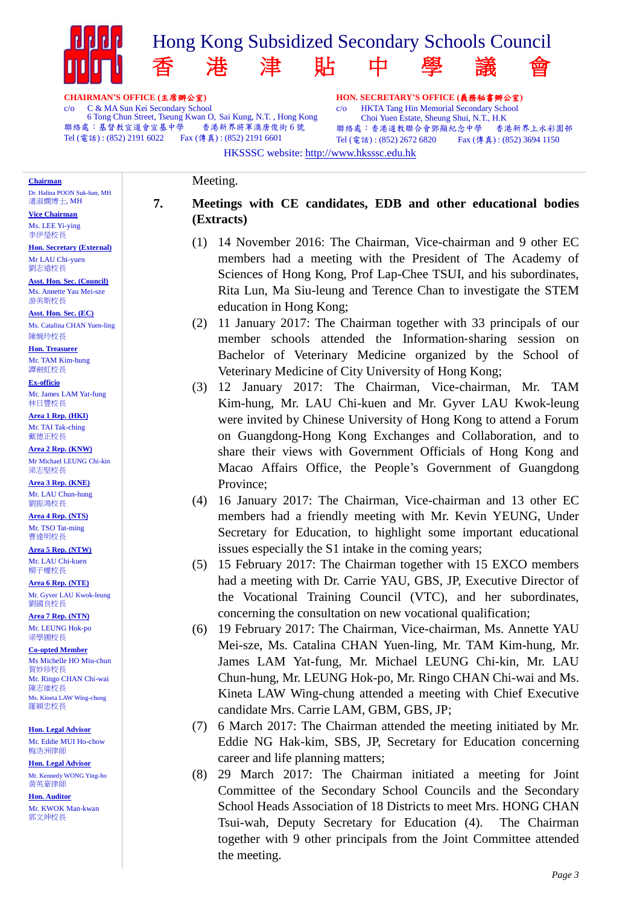# Hong Kong Subsidized Secondary Schools Council
# 香 港 津 貼 中 學 議 會

**CHAIRMAN'S OFFICE (主席辦公室)**
c/o C & MA Sun Kei Secondary School
6 Tong Chun Street, Tseung Kwan O, Sai Kung, N.T. , Hong Kong
聯絡處：基督教宣道會宣基中學 香港新界將軍澳唐俊街 6 號
Tel (電話) : (852) 2191 6022 Fax (傳真) : (852) 2191 6601

**HON. SECRETARY'S OFFICE (義務秘書辦公室)**
c/o HKTA Tang Hin Memorial Secondary School
Choi Yuen Estate, Sheung Shui, N.T., H.K
聯絡處：香港道教聯合會鄧顯紀念中學 香港新界上水彩園邨
Tel (電話) : (852) 2672 6820 Fax (傳真) : (852) 3694 1150

HKSSSC website: http://www.hksssc.edu.hk

**Chairman**
Dr. Halina POON Suk-han, MH
潘淑嫻博士, MH

**Vice Chairman**
Ms. LEE Yi-ying
李伊瑩校長

**Hon. Secretary (External)**
Mr LAU Chi-yuen
劉志遠校長

**Asst. Hon. Sec. (Council)**
Ms. Annette Yau Mei-sze
游美斯校長

**Asst. Hon. Sec. (EC)**
Ms. Catalina CHAN Yuen-ling
陳婉玲校長

**Hon. Treasurer**
Mr. TAM Kim-hung
譚劍虹校長

**Ex-officio**
Mr. James LAM Yat-fung
林日豐校長

**Area 1 Rep. (HKI)**
Mr. TAI Tak-ching
戴德正校長

**Area 2 Rep. (KNW)**
Mr Michael LEUNG Chi-kin
梁志堅校長

**Area 3 Rep. (KNE)**
Mr. LAU Chun-hung
劉振鴻校長

**Area 4 Rep. (NTS)**
Mr. TSO Tat-ming
曹達明校長

**Area 5 Rep. (NTW)**
Mr. LAU Chi-kuen
柳子權校長

**Area 6 Rep. (NTE)**
Mr. Gyver LAU Kwok-leung
劉國良校長

**Area 7 Rep. (NTN)**
Mr. LEUNG Hok-po
梁學圃校長

**Co-opted Member**
Ms Michelle HO Miu-chun
賀妙珍校長
Mr. Ringo CHAN Chi-wai
陳志維校長
Ms. Kineta LAW Wing-chung
羅穎忠校長

**Hon. Legal Advisor**
Mr. Eddie MUI Ho-chow
梅浩洲律師

**Hon. Legal Advisor**
Mr. Kennedy WONG Ying-ho
黃英豪律師

**Hon. Auditor**
Mr. KWOK Man-kwan
郭文坤校長

---

Meeting.

**7. Meetings with CE candidates, EDB and other educational bodies (Extracts)**

(1) 14 November 2016: The Chairman, Vice-chairman and 9 other EC members had a meeting with the President of The Academy of Sciences of Hong Kong, Prof Lap-Chee TSUI, and his subordinates, Rita Lun, Ma Siu-leung and Terence Chan to investigate the STEM education in Hong Kong;

(2) 11 January 2017: The Chairman together with 33 principals of our member schools attended the Information-sharing session on Bachelor of Veterinary Medicine organized by the School of Veterinary Medicine of City University of Hong Kong;

(3) 12 January 2017: The Chairman, Vice-chairman, Mr. TAM Kim-hung, Mr. LAU Chi-kuen and Mr. Gyver LAU Kwok-leung were invited by Chinese University of Hong Kong to attend a Forum on Guangdong-Hong Kong Exchanges and Collaboration, and to share their views with Government Officials of Hong Kong and Macao Affairs Office, the People's Government of Guangdong Province;

(4) 16 January 2017: The Chairman, Vice-chairman and 13 other EC members had a friendly meeting with Mr. Kevin YEUNG, Under Secretary for Education, to highlight some important educational issues especially the S1 intake in the coming years;

(5) 15 February 2017: The Chairman together with 15 EXCO members had a meeting with Dr. Carrie YAU, GBS, JP, Executive Director of the Vocational Training Council (VTC), and her subordinates, concerning the consultation on new vocational qualification;

(6) 19 February 2017: The Chairman, Vice-chairman, Ms. Annette YAU Mei-sze, Ms. Catalina CHAN Yuen-ling, Mr. TAM Kim-hung, Mr. James LAM Yat-fung, Mr. Michael LEUNG Chi-kin, Mr. LAU Chun-hung, Mr. LEUNG Hok-po, Mr. Ringo CHAN Chi-wai and Ms. Kineta LAW Wing-chung attended a meeting with Chief Executive candidate Mrs. Carrie LAM, GBM, GBS, JP;

(7) 6 March 2017: The Chairman attended the meeting initiated by Mr. Eddie NG Hak-kim, SBS, JP, Secretary for Education concerning career and life planning matters;

(8) 29 March 2017: The Chairman initiated a meeting for Joint Committee of the Secondary School Councils and the Secondary School Heads Association of 18 Districts to meet Mrs. HONG CHAN Tsui-wah, Deputy Secretary for Education (4). The Chairman together with 9 other principals from the Joint Committee attended the meeting.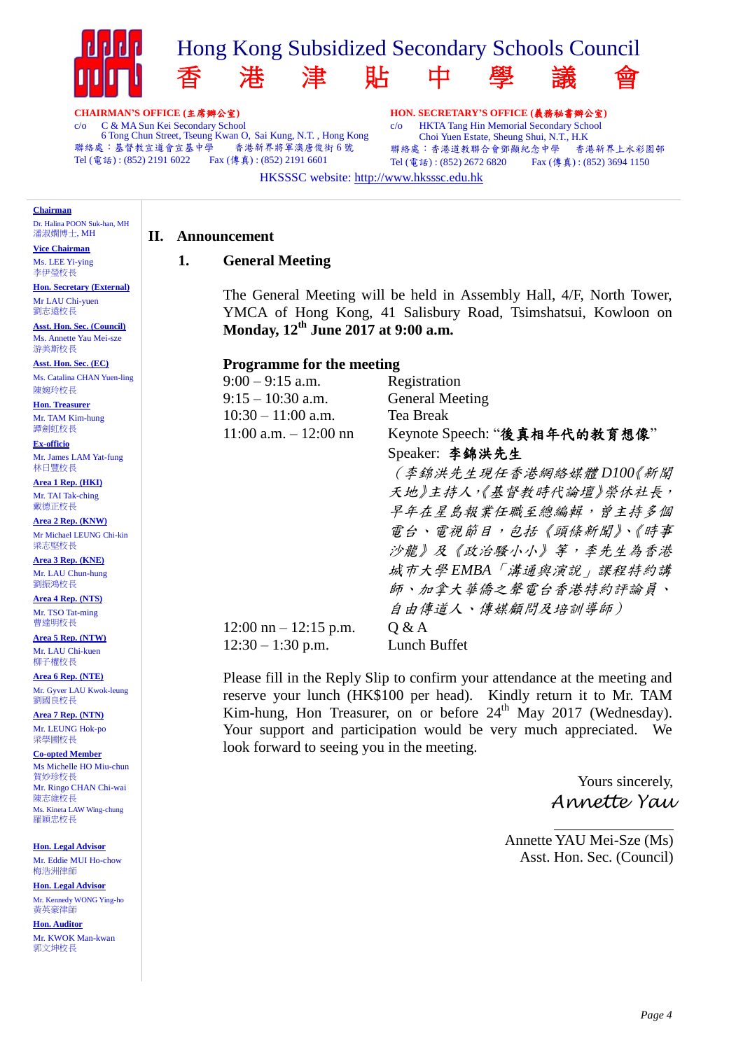# Hong Kong Subsidized Secondary Schools Council
# 香 港 津 貼 中 學 議 會

**CHAIRMAN'S OFFICE (主席辦公室)**
c/o C & MA Sun Kei Secondary School
6 Tong Chun Street, Tseung Kwan O, Sai Kung, N.T. , Hong Kong
聯絡處：基督教宣道會宣基中學 香港新界將軍澳唐俊街 6 號
Tel (電話) : (852) 2191 6022 Fax (傳真) : (852) 2191 6601

**HON. SECRETARY'S OFFICE (義務秘書辦公室)**
c/o HKTA Tang Hin Memorial Secondary School
Choi Yuen Estate, Sheung Shui, N.T., H.K
聯絡處：香港道教聯合會鄧顯紀念中學 香港新界上水彩園邨
Tel (電話) : (852) 2672 6820 Fax (傳真) : (852) 3694 1150

HKSSSC website: http://www.hksssc.edu.hk

**Chairman**
Dr. Halina POON Suk-han, MH
潘淑嫻博士, MH

**Vice Chairman**
Ms. LEE Yi-ying
李伊瑩校長

**Hon. Secretary (External)**
Mr LAU Chi-yuen
劉志遠校長

**Asst. Hon. Sec. (Council)**
Ms. Annette Yau Mei-sze
游美斯校長

**Asst. Hon. Sec. (EC)**
Ms. Catalina CHAN Yuen-ling
陳婉玲校長

**Hon. Treasurer**
Mr. TAM Kim-hung
譚劍虹校長

**Ex-officio**
Mr. James LAM Yat-fung
林日豐校長

**Area 1 Rep. (HKI)**
Mr. TAI Tak-ching
戴德正校長

**Area 2 Rep. (KNW)**
Mr Michael LEUNG Chi-kin
梁志堅校長

**Area 3 Rep. (KNE)**
Mr. LAU Chun-hung
劉振鴻校長

**Area 4 Rep. (NTS)**
Mr. TSO Tat-ming
曹達明校長

**Area 5 Rep. (NTW)**
Mr. LAU Chi-kuen
柳子權校長

**Area 6 Rep. (NTE)**
Mr. Gyver LAU Kwok-leung
劉國良校長

**Area 7 Rep. (NTN)**
Mr. LEUNG Hok-po
梁學圃校長

**Co-opted Member**
Ms Michelle HO Miu-chun
賀妙珍校長
Mr. Ringo CHAN Chi-wai
陳志維校長
Ms. Kineta LAW Wing-chung
羅穎忠校長

**Hon. Legal Advisor**
Mr. Eddie MUI Ho-chow
梅浩洲律師

**Hon. Legal Advisor**
Mr. Kennedy WONG Ying-ho
黃英豪律師

**Hon. Auditor**
Mr. KWOK Man-kwan
郭文坤校長

## II. Announcement

### 1. General Meeting

The General Meeting will be held in Assembly Hall, 4/F, North Tower, YMCA of Hong Kong, 41 Salisbury Road, Tsimshatsui, Kowloon on **Monday, 12th June 2017 at 9:00 a.m.**

**Programme for the meeting**

| | |
|---|---|
| 9:00 – 9:15 a.m. | Registration |
| 9:15 – 10:30 a.m. | General Meeting |
| 10:30 – 11:00 a.m. | Tea Break |
| 11:00 a.m. – 12:00 nn | Keynote Speech: "**後真相年代的教育想像**"<br>Speaker: **李錦洪先生**<br>*（李錦洪先生現任香港網絡媒體D100《新聞天地》主持人，《基督教時代論壇》榮休社長，早年在星島報業任職至總編輯，曾主持多個電台、電視節目，包括《頭條新聞》、《時事沙龍》及《政治騷小小》等，李先生為香港城市大學EMBA「溝通與演說」課程特約講師、加拿大華僑之聲電台香港特約評論員、自由傳道人、傳媒顧問及培訓導師）* |
| 12:00 nn – 12:15 p.m. | Q & A |
| 12:30 – 1:30 p.m. | Lunch Buffet |

Please fill in the Reply Slip to confirm your attendance at the meeting and reserve your lunch (HK$100 per head). Kindly return it to Mr. TAM Kim-hung, Hon Treasurer, on or before 24th May 2017 (Wednesday). Your support and participation would be very much appreciated. We look forward to seeing you in the meeting.

Yours sincerely,
*Annette Yau*

Annette YAU Mei-Sze (Ms)
Asst. Hon. Sec. (Council)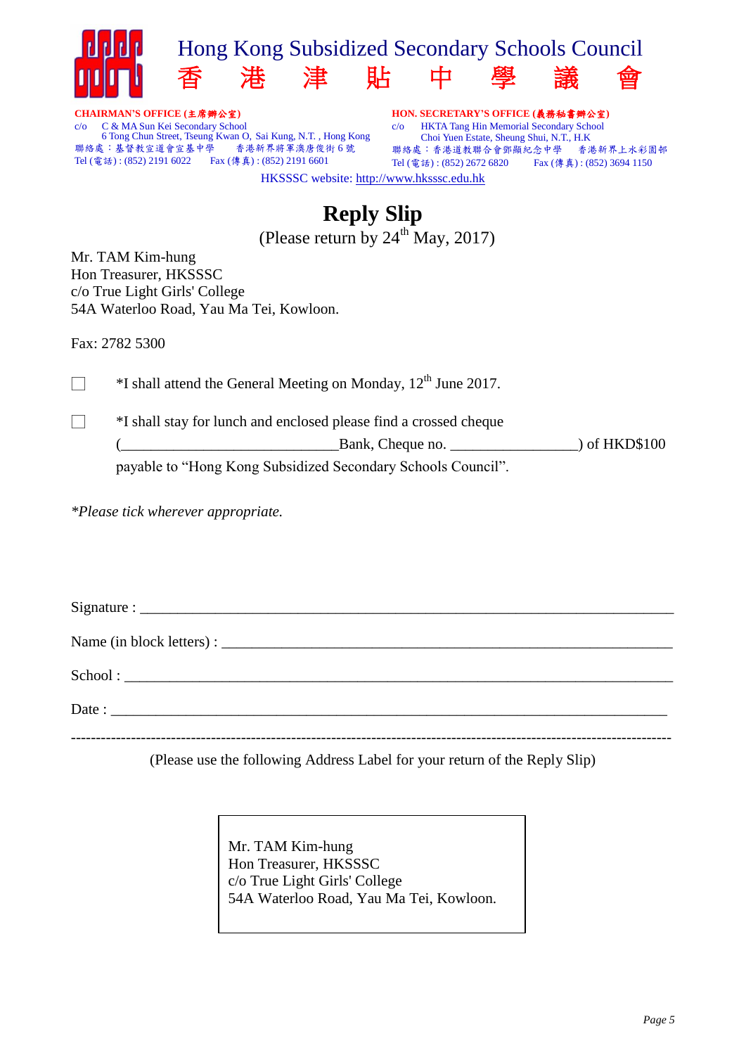Hong Kong Subsidized Secondary Schools Council
香　港　津　貼　中　學　議　會

**CHAIRMAN'S OFFICE (主席辦公室)**
c/o C & MA Sun Kei Secondary School
6 Tong Chun Street, Tseung Kwan O, Sai Kung, N.T. , Hong Kong
聯絡處：基督教宣道會宣基中學　香港新界將軍澳唐俊街 6 號
Tel (電話) : (852) 2191 6022　Fax (傳真) : (852) 2191 6601

**HON. SECRETARY'S OFFICE (義務秘書辦公室)**
c/o HKTA Tang Hin Memorial Secondary School
Choi Yuen Estate, Sheung Shui, N.T., H.K
聯絡處：香港道教聯合會鄧顯紀念中學　香港新界上水彩園邨
Tel (電話) : (852) 2672 6820　Fax (傳真) : (852) 3694 1150

HKSSSC website: http://www.hksssc.edu.hk

# Reply Slip

(Please return by 24th May, 2017)

Mr. TAM Kim-hung
Hon Treasurer, HKSSSC
c/o True Light Girls' College
54A Waterloo Road, Yau Ma Tei, Kowloon.

Fax: 2782 5300

☐ *I shall attend the General Meeting on Monday, 12th June 2017.

☐ *I shall stay for lunch and enclosed please find a crossed cheque (____________________________Bank, Cheque no. ________________) of HKD$100 payable to "Hong Kong Subsidized Secondary Schools Council".

*\*Please tick wherever appropriate.*

Signature : ____________________________________________

Name (in block letters) : ____________________________________________

School : ____________________________________________

Date : ____________________________________________

---

(Please use the following Address Label for your return of the Reply Slip)

Mr. TAM Kim-hung
Hon Treasurer, HKSSSC
c/o True Light Girls' College
54A Waterloo Road, Yau Ma Tei, Kowloon.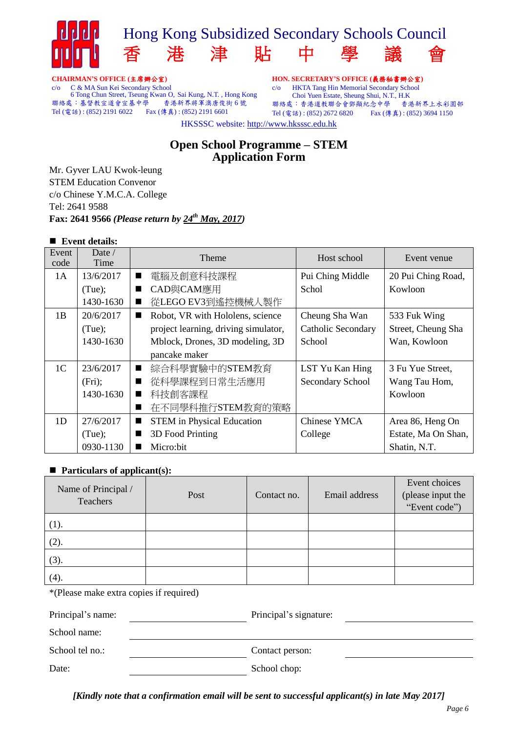# Hong Kong Subsidized Secondary Schools Council
# 香 港 津 貼 中 學 議 會

**CHAIRMAN'S OFFICE (主席辦公室)**
c/o C & MA Sun Kei Secondary School
6 Tong Chun Street, Tseung Kwan O, Sai Kung, N.T. , Hong Kong
聯絡處：基督教宣道會宣基中學 香港新界將軍澳唐俊街 6 號
Tel (電話) : (852) 2191 6022 Fax (傳真) : (852) 2191 6601

**HON. SECRETARY'S OFFICE (義務秘書辦公室)**
c/o HKTA Tang Hin Memorial Secondary School
Choi Yuen Estate, Sheung Shui, N.T., H.K
聯絡處：香港道教聯合會鄧顯紀念中學 香港新界上水彩園邨
Tel (電話) : (852) 2672 6820 Fax (傳真) : (852) 3694 1150

HKSSSC website: http://www.hksssc.edu.hk

## Open School Programme – STEM
## Application Form

Mr. Gyver LAU Kwok-leung
STEM Education Convenor
c/o Chinese Y.M.C.A. College
Tel: 2641 9588
**Fax: 2641 9566 *(Please return by 24th May, 2017)***

■ **Event details:**

| Event code | Date / Time | Theme | Host school | Event venue |
|---|---|---|---|---|
| 1A | 13/6/2017 (Tue); 1430-1630 | ■ 電腦及創意科技課程<br>■ CAD與CAM應用<br>■ 從LEGO EV3到遙控機械人製作 | Pui Ching Middle Schol | 20 Pui Ching Road, Kowloon |
| 1B | 20/6/2017 (Tue); 1430-1630 | ■ Robot, VR with Hololens, science project learning, driving simulator, Mblock, Drones, 3D modeling, 3D pancake maker | Cheung Sha Wan Catholic Secondary School | 533 Fuk Wing Street, Cheung Sha Wan, Kowloon |
| 1C | 23/6/2017 (Fri); 1430-1630 | ■ 綜合科學實驗中的STEM教育<br>■ 從科學課程到日常生活應用<br>■ 科技創客課程<br>■ 在不同學科推行STEM教育的策略 | LST Yu Kan Hing Secondary School | 3 Fu Yue Street, Wang Tau Hom, Kowloon |
| 1D | 27/6/2017 (Tue); 0930-1130 | ■ STEM in Physical Education<br>■ 3D Food Printing<br>■ Micro:bit | Chinese YMCA College | Area 86, Heng On Estate, Ma On Shan, Shatin, N.T. |

■ **Particulars of applicant(s):**

| Name of Principal / Teachers | Post | Contact no. | Email address | Event choices (please input the "Event code") |
|---|---|---|---|---|
| (1). | | | | |
| (2). | | | | |
| (3). | | | | |
| (4). | | | | |

*(Please make extra copies if required)

Principal's name: ____________ Principal's signature: ____________

School name: ____________

School tel no.: ____________ Contact person: ____________

Date: ____________ School chop:

***[Kindly note that a confirmation email will be sent to successful applicant(s) in late May 2017]***